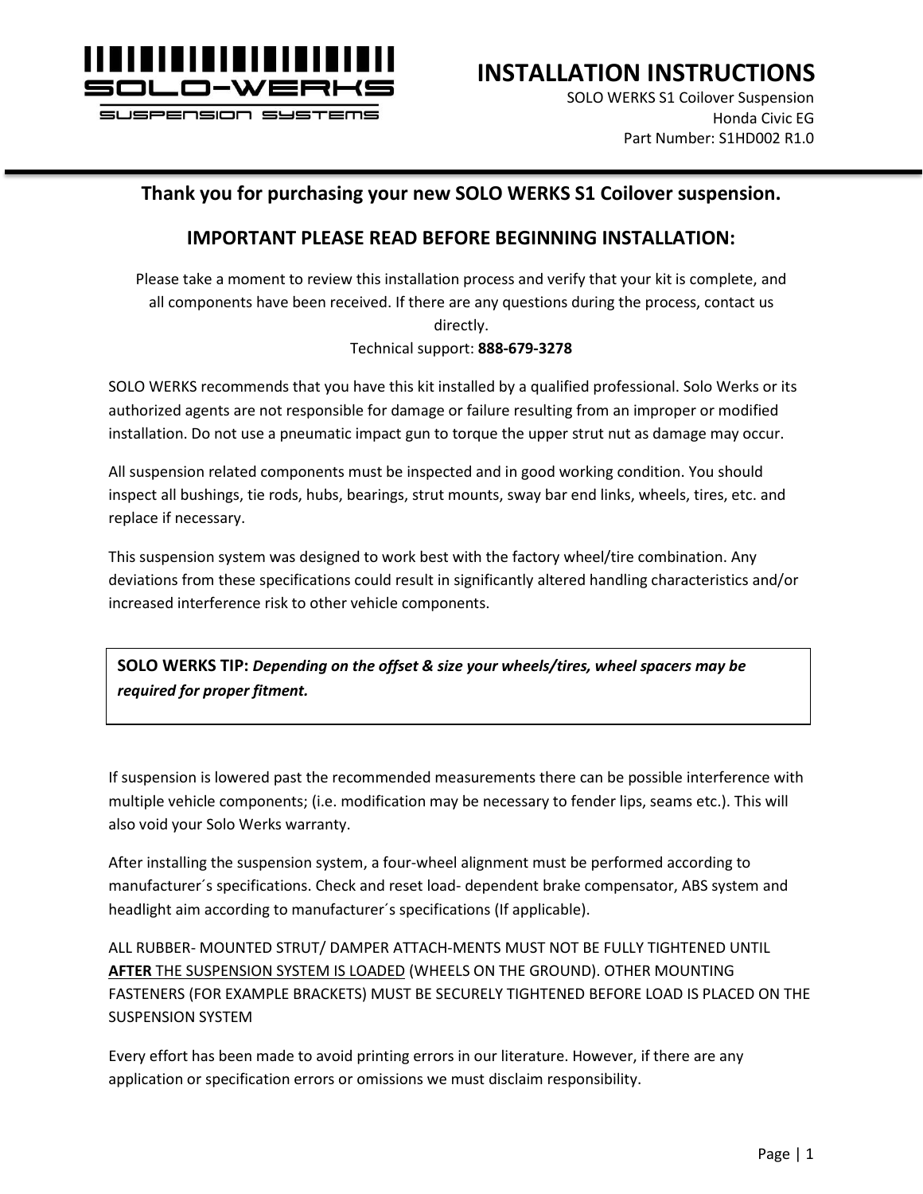SOLO-WERKS

SUSPENSION SYSTEMS

# INSTALLATION INSTRUCTIONS

SOLO WERKS S1 Coilover Suspension
Honda Civic EG
Part Number: S1HD002 R1.0

## Thank you for purchasing your new SOLO WERKS S1 Coilover suspension.

## IMPORTANT PLEASE READ BEFORE BEGINNING INSTALLATION:

Please take a moment to review this installation process and verify that your kit is complete, and all components have been received. If there are any questions during the process, contact us directly.
Technical support: **888-679-3278**

SOLO WERKS recommends that you have this kit installed by a qualified professional. Solo Werks or its authorized agents are not responsible for damage or failure resulting from an improper or modified installation. Do not use a pneumatic impact gun to torque the upper strut nut as damage may occur.

All suspension related components must be inspected and in good working condition. You should inspect all bushings, tie rods, hubs, bearings, strut mounts, sway bar end links, wheels, tires, etc. and replace if necessary.

This suspension system was designed to work best with the factory wheel/tire combination. Any deviations from these specifications could result in significantly altered handling characteristics and/or increased interference risk to other vehicle components.

> **SOLO WERKS TIP:** ***Depending on the offset & size your wheels/tires, wheel spacers may be required for proper fitment.***

If suspension is lowered past the recommended measurements there can be possible interference with multiple vehicle components; (i.e. modification may be necessary to fender lips, seams etc.). This will also void your Solo Werks warranty.

After installing the suspension system, a four-wheel alignment must be performed according to manufacturer´s specifications. Check and reset load- dependent brake compensator, ABS system and headlight aim according to manufacturer´s specifications (If applicable).

ALL RUBBER- MOUNTED STRUT/ DAMPER ATTACH-MENTS MUST NOT BE FULLY TIGHTENED UNTIL **AFTER** THE SUSPENSION SYSTEM IS LOADED (WHEELS ON THE GROUND). OTHER MOUNTING FASTENERS (FOR EXAMPLE BRACKETS) MUST BE SECURELY TIGHTENED BEFORE LOAD IS PLACED ON THE SUSPENSION SYSTEM

Every effort has been made to avoid printing errors in our literature. However, if there are any application or specification errors or omissions we must disclaim responsibility.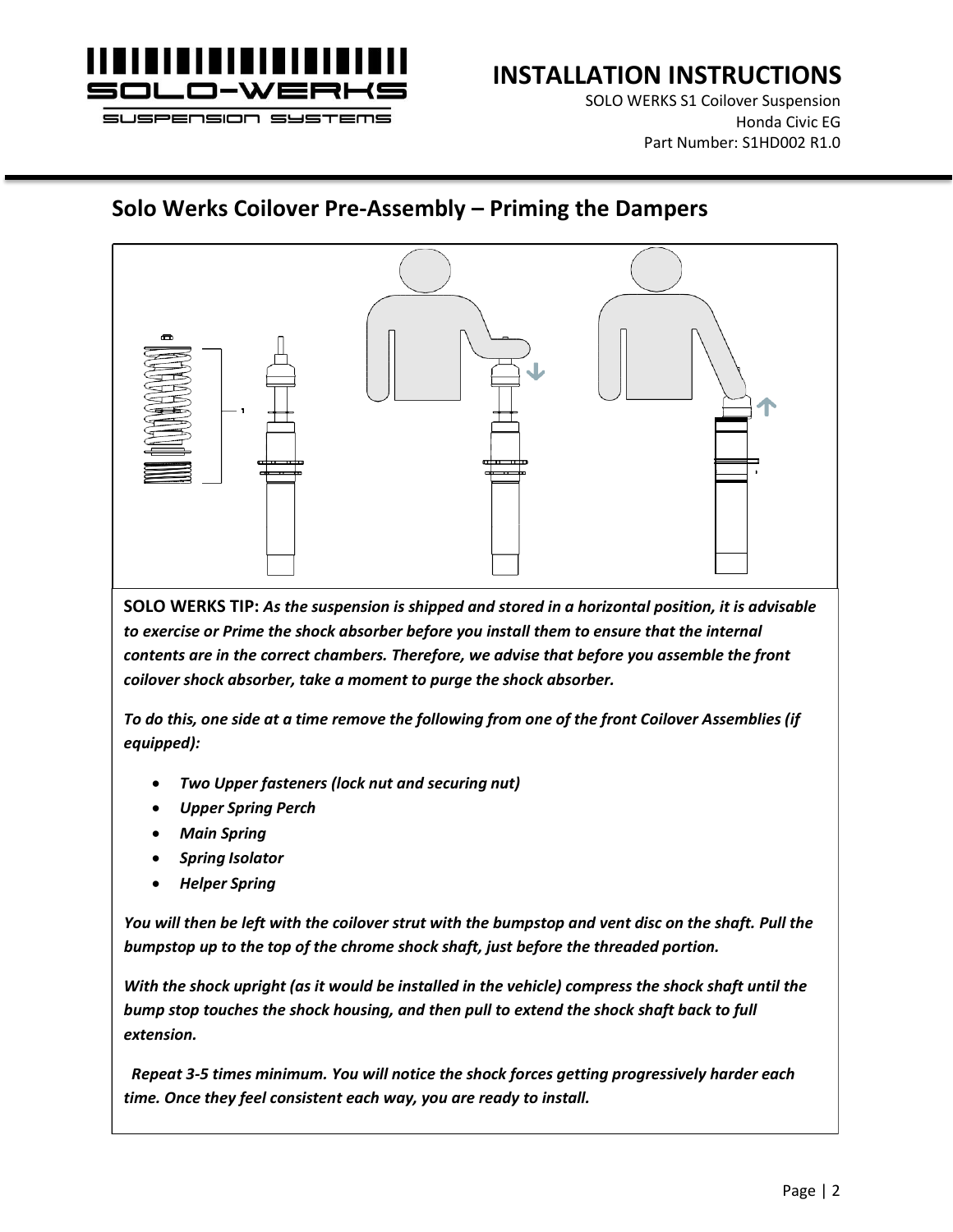## Solo Werks Coilover Pre-Assembly – Priming the Dampers

**SOLO WERKS TIP:** ***As the suspension is shipped and stored in a horizontal position, it is advisable to exercise or Prime the shock absorber before you install them to ensure that the internal contents are in the correct chambers. Therefore, we advise that before you assemble the front coilover shock absorber, take a moment to purge the shock absorber.***

***To do this, one side at a time remove the following from one of the front Coilover Assemblies (if equipped):***

- ***Two Upper fasteners (lock nut and securing nut)***
- ***Upper Spring Perch***
- ***Main Spring***
- ***Spring Isolator***
- ***Helper Spring***

***You will then be left with the coilover strut with the bumpstop and vent disc on the shaft. Pull the bumpstop up to the top of the chrome shock shaft, just before the threaded portion.***

***With the shock upright (as it would be installed in the vehicle) compress the shock shaft until the bump stop touches the shock housing, and then pull to extend the shock shaft back to full extension.***

***Repeat 3-5 times minimum. You will notice the shock forces getting progressively harder each time. Once they feel consistent each way, you are ready to install.***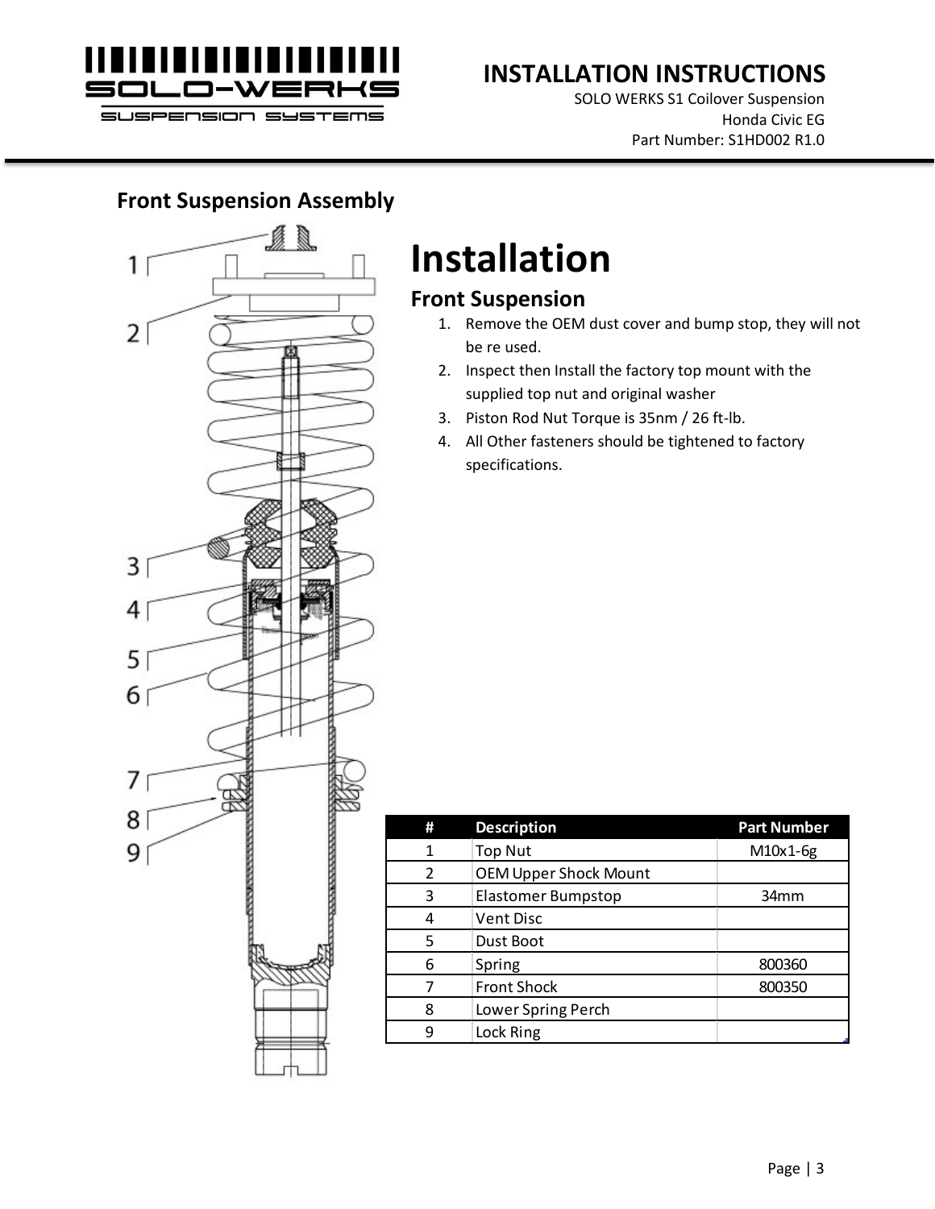## Front Suspension Assembly

# Installation

## Front Suspension

1. Remove the OEM dust cover and bump stop, they will not be re used.
2. Inspect then Install the factory top mount with the supplied top nut and original washer
3. Piston Rod Nut Torque is 35nm / 26 ft-lb.
4. All Other fasteners should be tightened to factory specifications.

| # | Description | Part Number |
|---|---|---|
| 1 | Top Nut | M10x1-6g |
| 2 | OEM Upper Shock Mount | |
| 3 | Elastomer Bumpstop | 34mm |
| 4 | Vent Disc | |
| 5 | Dust Boot | |
| 6 | Spring | 800360 |
| 7 | Front Shock | 800350 |
| 8 | Lower Spring Perch | |
| 9 | Lock Ring | |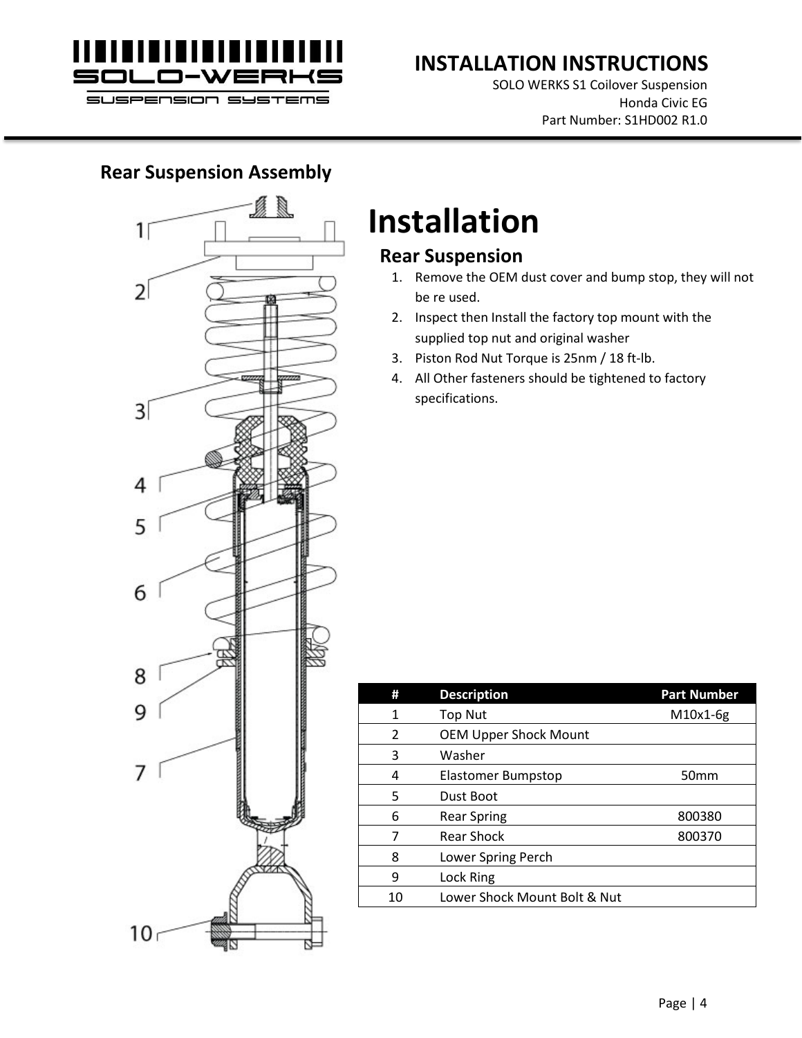## Rear Suspension Assembly

# Installation

## Rear Suspension

1. Remove the OEM dust cover and bump stop, they will not be re used.
2. Inspect then Install the factory top mount with the supplied top nut and original washer
3. Piston Rod Nut Torque is 25nm / 18 ft-lb.
4. All Other fasteners should be tightened to factory specifications.

| # | Description | Part Number |
|---|---|---|
| 1 | Top Nut | M10x1-6g |
| 2 | OEM Upper Shock Mount | |
| 3 | Washer | |
| 4 | Elastomer Bumpstop | 50mm |
| 5 | Dust Boot | |
| 6 | Rear Spring | 800380 |
| 7 | Rear Shock | 800370 |
| 8 | Lower Spring Perch | |
| 9 | Lock Ring | |
| 10 | Lower Shock Mount Bolt & Nut | |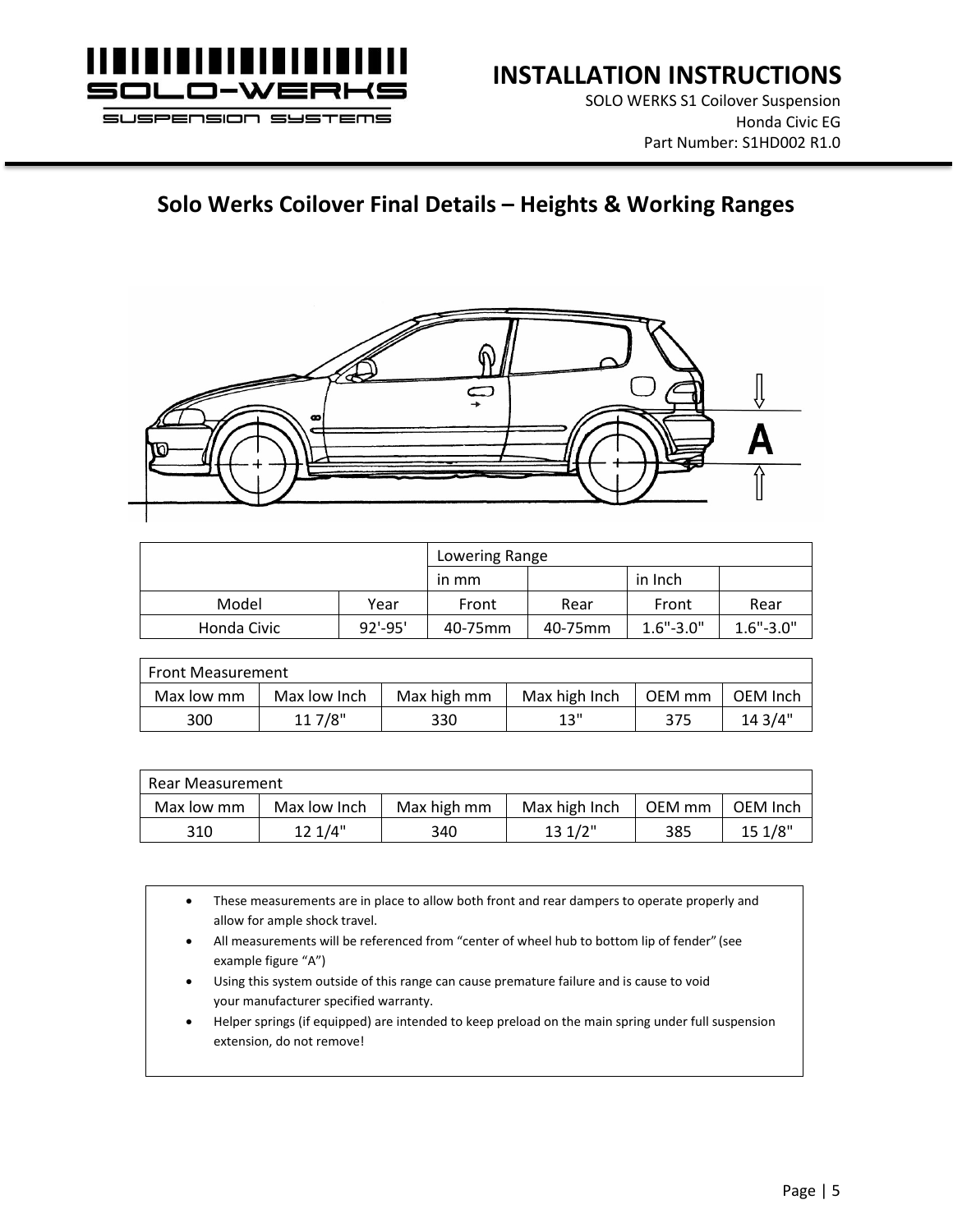# INSTALLATION INSTRUCTIONS

SOLO WERKS S1 Coilover Suspension
Honda Civic EG
Part Number: S1HD002 R1.0

## Solo Werks Coilover Final Details – Heights & Working Ranges

| | | Lowering Range | | | |
|---|---|---|---|---|---|
| | | in mm | | in Inch | |
| Model | Year | Front | Rear | Front | Rear |
| Honda Civic | 92'-95' | 40-75mm | 40-75mm | 1.6"-3.0" | 1.6"-3.0" |

| Front Measurement | | | | | |
|---|---|---|---|---|---|
| Max low mm | Max low Inch | Max high mm | Max high Inch | OEM mm | OEM Inch |
| 300 | 11 7/8" | 330 | 13" | 375 | 14 3/4" |

| Rear Measurement | | | | | |
|---|---|---|---|---|---|
| Max low mm | Max low Inch | Max high mm | Max high Inch | OEM mm | OEM Inch |
| 310 | 12 1/4" | 340 | 13 1/2" | 385 | 15 1/8" |

- These measurements are in place to allow both front and rear dampers to operate properly and allow for ample shock travel.
- All measurements will be referenced from "center of wheel hub to bottom lip of fender" (see example figure "A")
- Using this system outside of this range can cause premature failure and is cause to void your manufacturer specified warranty.
- Helper springs (if equipped) are intended to keep preload on the main spring under full suspension extension, do not remove!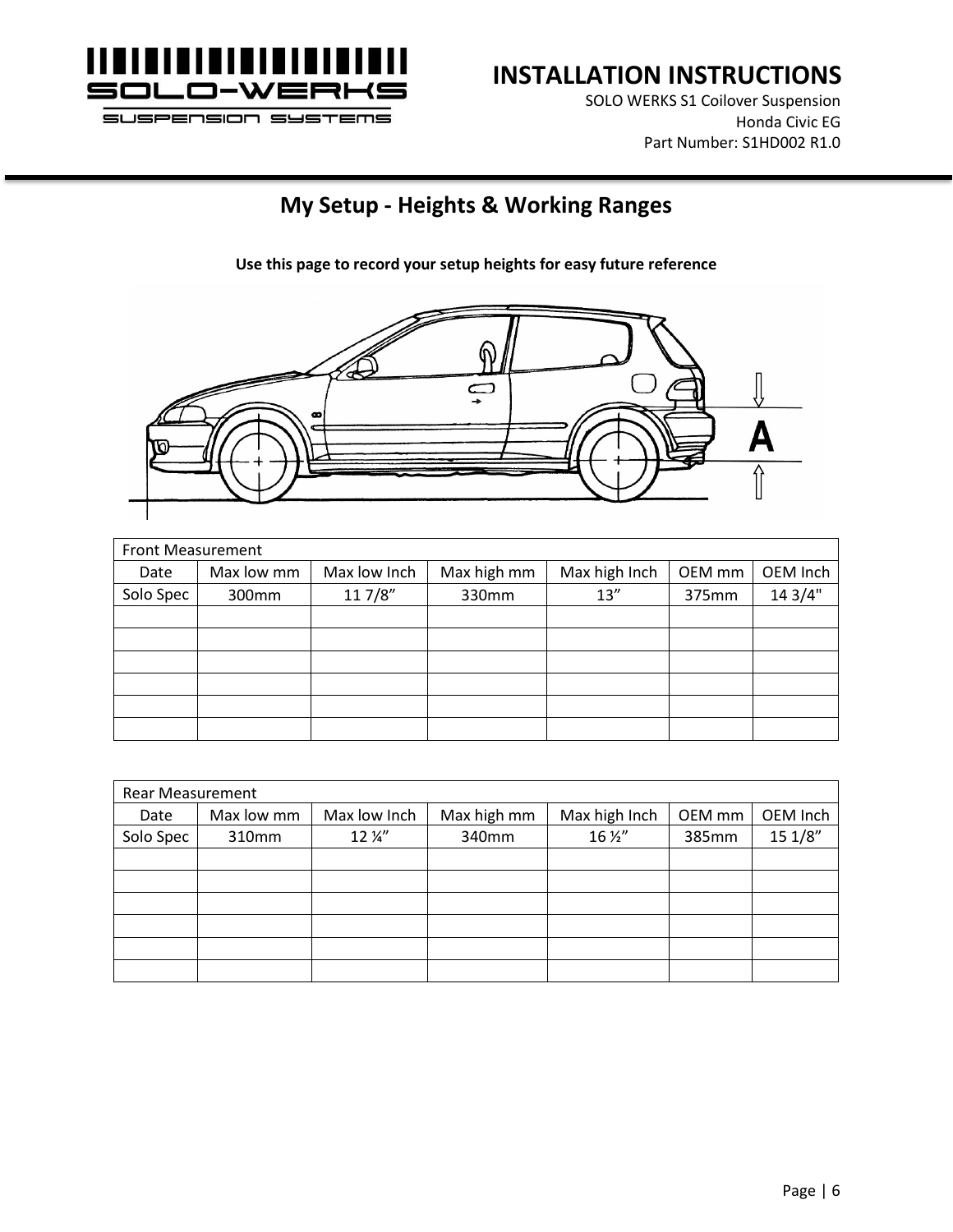# INSTALLATION INSTRUCTIONS

SOLO WERKS S1 Coilover Suspension
Honda Civic EG
Part Number: S1HD002 R1.0

## My Setup - Heights & Working Ranges

**Use this page to record your setup heights for easy future reference**

A

| Front Measurement | | | | | | |
|---|---|---|---|---|---|---|
| Date | Max low mm | Max low Inch | Max high mm | Max high Inch | OEM mm | OEM Inch |
| Solo Spec | 300mm | 11 7/8” | 330mm | 13” | 375mm | 14 3/4" |
| | | | | | | |
| | | | | | | |
| | | | | | | |
| | | | | | | |
| | | | | | | |
| | | | | | | |

| Rear Measurement | | | | | | |
|---|---|---|---|---|---|---|
| Date | Max low mm | Max low Inch | Max high mm | Max high Inch | OEM mm | OEM Inch |
| Solo Spec | 310mm | 12 ¼” | 340mm | 16 ½” | 385mm | 15 1/8” |
| | | | | | | |
| | | | | | | |
| | | | | | | |
| | | | | | | |
| | | | | | | |
| | | | | | | |